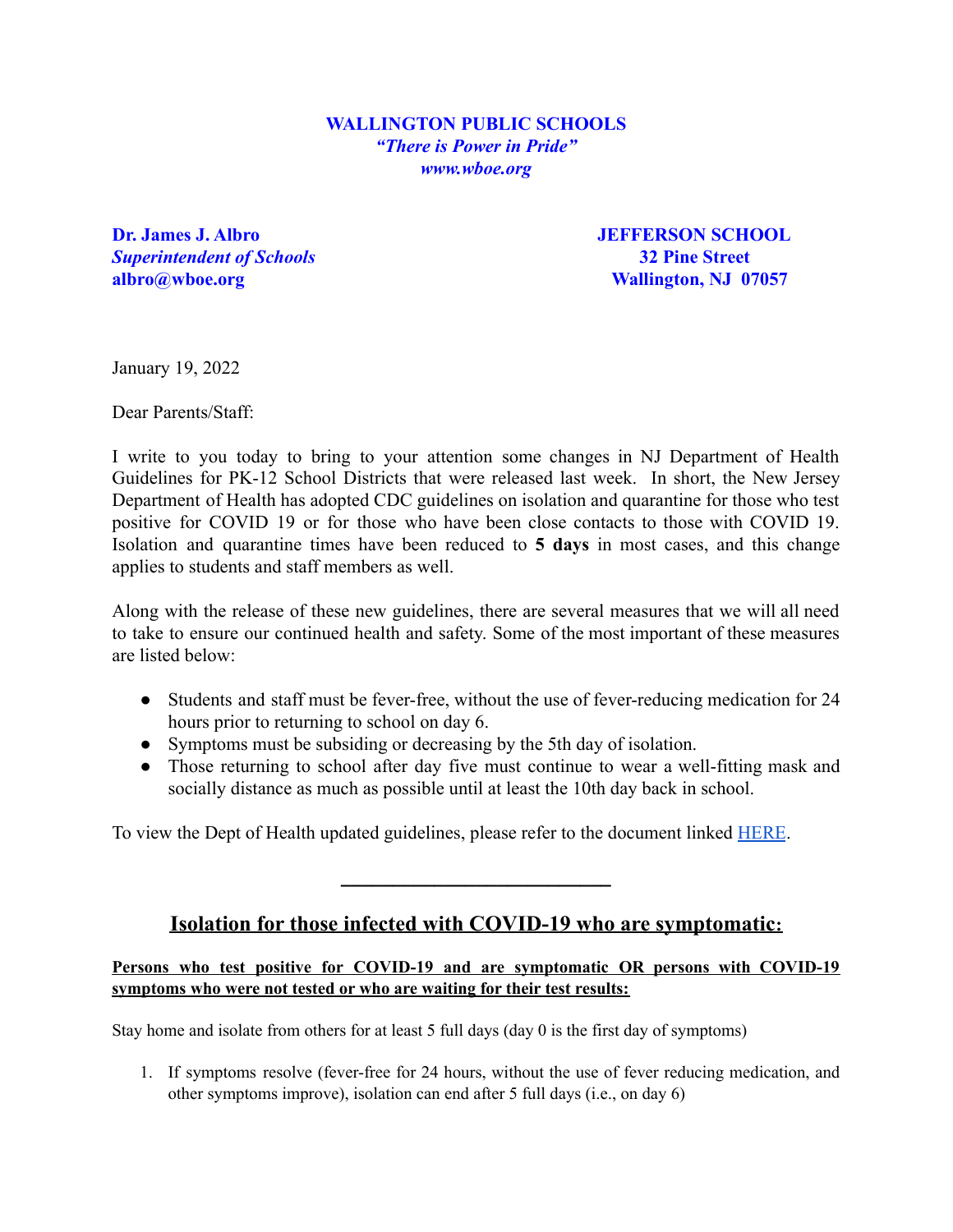**WALLINGTON PUBLIC SCHOOLS**
***"There is Power in Pride"***
***www.wboe.org***

**Dr. James J. Albro**
***Superintendent of Schools***
**albro@wboe.org**

**JEFFERSON SCHOOL**
**32 Pine Street**
**Wallington, NJ 07057**

January 19, 2022

Dear Parents/Staff:

I write to you today to bring to your attention some changes in NJ Department of Health Guidelines for PK-12 School Districts that were released last week. In short, the New Jersey Department of Health has adopted CDC guidelines on isolation and quarantine for those who test positive for COVID 19 or for those who have been close contacts to those with COVID 19. Isolation and quarantine times have been reduced to **5 days** in most cases, and this change applies to students and staff members as well.

Along with the release of these new guidelines, there are several measures that we will all need to take to ensure our continued health and safety. Some of the most important of these measures are listed below:

- Students and staff must be fever-free, without the use of fever-reducing medication for 24 hours prior to returning to school on day 6.
- Symptoms must be subsiding or decreasing by the 5th day of isolation.
- Those returning to school after day five must continue to wear a well-fitting mask and socially distance as much as possible until at least the 10th day back in school.

To view the Dept of Health updated guidelines, please refer to the document linked HERE.

---

## Isolation for those infected with COVID-19 who are symptomatic:

**Persons who test positive for COVID-19 and are symptomatic OR persons with COVID-19 symptoms who were not tested or who are waiting for their test results:**

Stay home and isolate from others for at least 5 full days (day 0 is the first day of symptoms)

1. If symptoms resolve (fever-free for 24 hours, without the use of fever reducing medication, and other symptoms improve), isolation can end after 5 full days (i.e., on day 6)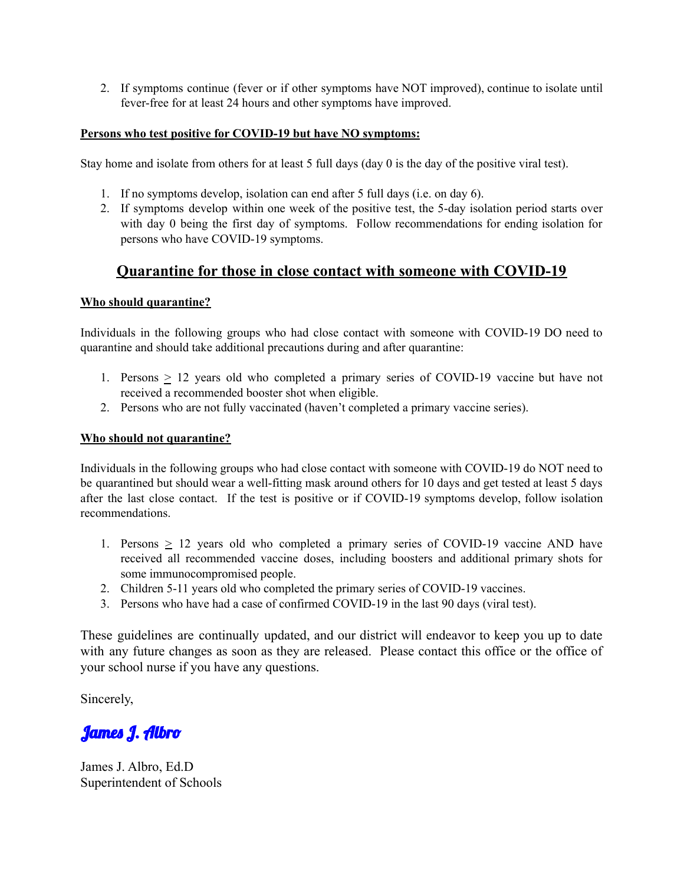2. If symptoms continue (fever or if other symptoms have NOT improved), continue to isolate until fever-free for at least 24 hours and other symptoms have improved.

**Persons who test positive for COVID-19 but have NO symptoms:**

Stay home and isolate from others for at least 5 full days (day 0 is the day of the positive viral test).

1. If no symptoms develop, isolation can end after 5 full days (i.e. on day 6).
2. If symptoms develop within one week of the positive test, the 5-day isolation period starts over with day 0 being the first day of symptoms. Follow recommendations for ending isolation for persons who have COVID-19 symptoms.

## Quarantine for those in close contact with someone with COVID-19

**Who should quarantine?**

Individuals in the following groups who had close contact with someone with COVID-19 DO need to quarantine and should take additional precautions during and after quarantine:

1. Persons ≥ 12 years old who completed a primary series of COVID-19 vaccine but have not received a recommended booster shot when eligible.
2. Persons who are not fully vaccinated (haven't completed a primary vaccine series).

**Who should not quarantine?**

Individuals in the following groups who had close contact with someone with COVID-19 do NOT need to be quarantined but should wear a well-fitting mask around others for 10 days and get tested at least 5 days after the last close contact. If the test is positive or if COVID-19 symptoms develop, follow isolation recommendations.

1. Persons ≥ 12 years old who completed a primary series of COVID-19 vaccine AND have received all recommended vaccine doses, including boosters and additional primary shots for some immunocompromised people.
2. Children 5-11 years old who completed the primary series of COVID-19 vaccines.
3. Persons who have had a case of confirmed COVID-19 in the last 90 days (viral test).

These guidelines are continually updated, and our district will endeavor to keep you up to date with any future changes as soon as they are released. Please contact this office or the office of your school nurse if you have any questions.

Sincerely,

*James J. Albro*

James J. Albro, Ed.D
Superintendent of Schools